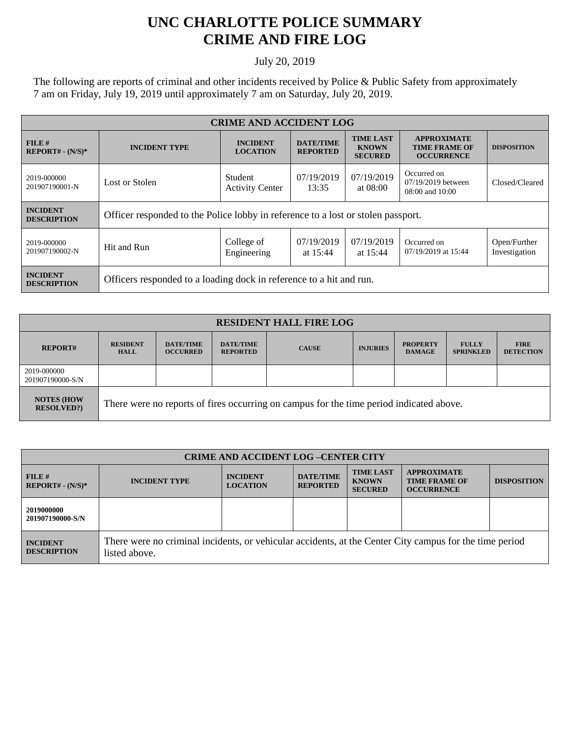# UNC CHARLOTTE POLICE SUMMARY
# CRIME AND FIRE LOG

July 20, 2019

The following are reports of criminal and other incidents received by Police & Public Safety from approximately 7 am on Friday, July 19, 2019 until approximately 7 am on Saturday, July 20, 2019.

| CRIME AND ACCIDENT LOG | | | | | | |
|---|---|---|---|---|---|---|
| **FILE # REPORT# - (N/S)*** | **INCIDENT TYPE** | **INCIDENT LOCATION** | **DATE/TIME REPORTED** | **TIME LAST KNOWN SECURED** | **APPROXIMATE TIME FRAME OF OCCURRENCE** | **DISPOSITION** |
| 2019-000000 201907190001-N | Lost or Stolen | Student Activity Center | 07/19/2019 13:35 | 07/19/2019 at 08:00 | Occurred on 07/19/2019 between 08:00 and 10:00 | Closed/Cleared |
| **INCIDENT DESCRIPTION** | Officer responded to the Police lobby in reference to a lost or stolen passport. | | | | | |
| 2019-000000 201907190002-N | Hit and Run | College of Engineering | 07/19/2019 at 15:44 | 07/19/2019 at 15:44 | Occurred on 07/19/2019 at 15:44 | Open/Further Investigation |
| **INCIDENT DESCRIPTION** | Officers responded to a loading dock in reference to a hit and run. | | | | | |

| RESIDENT HALL FIRE LOG | | | | | | | | |
|---|---|---|---|---|---|---|---|---|
| **REPORT#** | **RESIDENT HALL** | **DATE/TIME OCCURRED** | **DATE/TIME REPORTED** | **CAUSE** | **INJURIES** | **PROPERTY DAMAGE** | **FULLY SPRINKLED** | **FIRE DETECTION** |
| 2019-000000 201907190000-S/N | | | | | | | | |
| **NOTES (HOW RESOLVED?)** | There were no reports of fires occurring on campus for the time period indicated above. | | | | | | | |

| CRIME AND ACCIDENT LOG –CENTER CITY | | | | | | |
|---|---|---|---|---|---|---|
| **FILE # REPORT# - (N/S)*** | **INCIDENT TYPE** | **INCIDENT LOCATION** | **DATE/TIME REPORTED** | **TIME LAST KNOWN SECURED** | **APPROXIMATE TIME FRAME OF OCCURRENCE** | **DISPOSITION** |
| **2019000000 201907190000-S/N** | | | | | | |
| **INCIDENT DESCRIPTION** | There were no criminal incidents, or vehicular accidents, at the Center City campus for the time period listed above. | | | | | |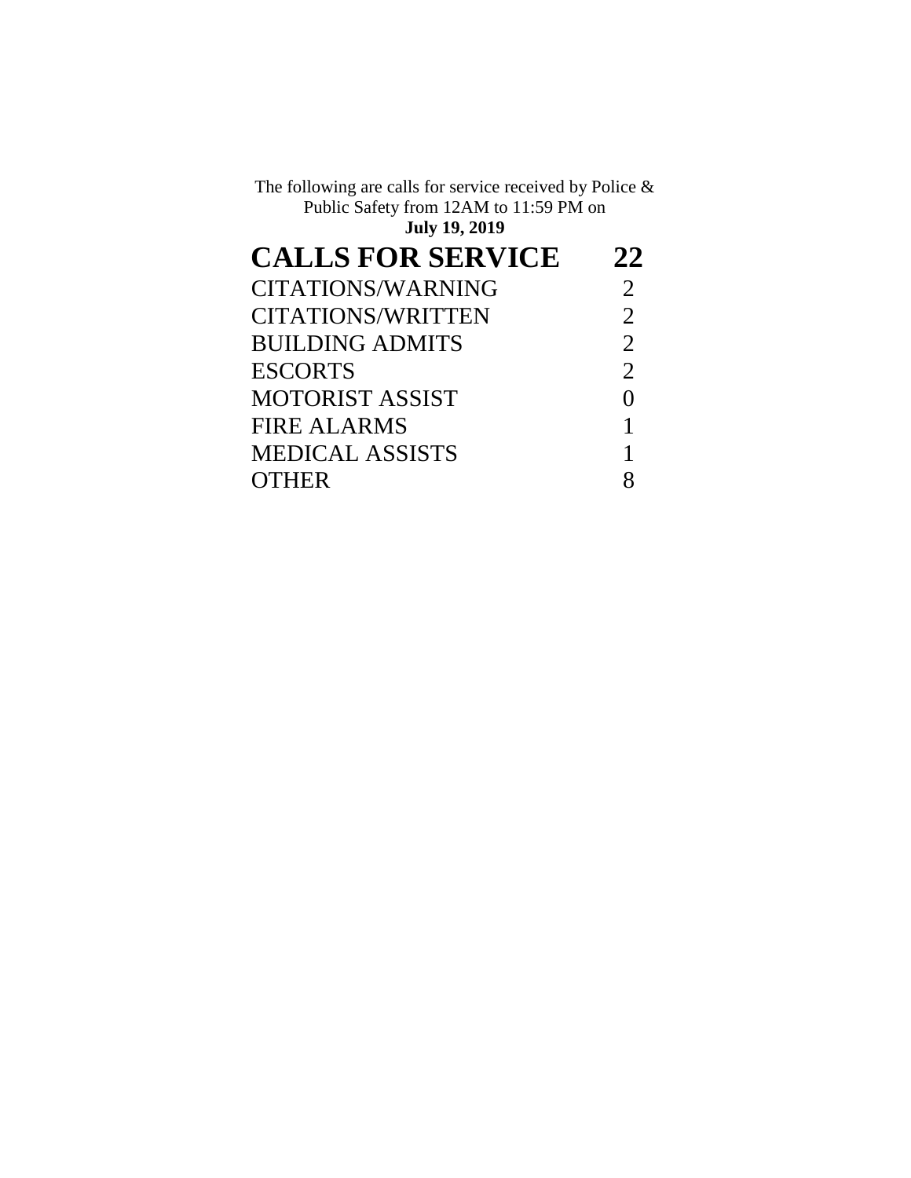The following are calls for service received by Police & Public Safety from 12AM to 11:59 PM on

**July 19, 2019**

| | |
|---|---|
| **CALLS FOR SERVICE** | **22** |
| CITATIONS/WARNING | 2 |
| CITATIONS/WRITTEN | 2 |
| BUILDING ADMITS | 2 |
| ESCORTS | 2 |
| MOTORIST ASSIST | 0 |
| FIRE ALARMS | 1 |
| MEDICAL ASSISTS | 1 |
| OTHER | 8 |